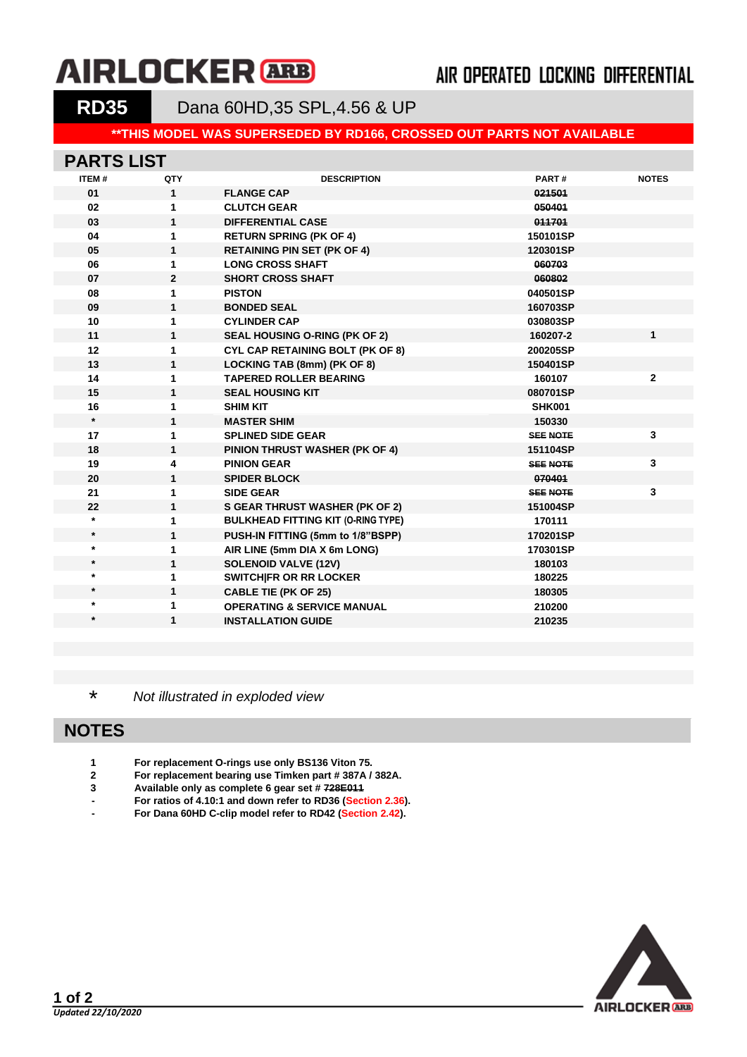# AIRLOCKER ARB

## AIR OPERATED LOCKING DIFFERENTIAL

**RD35** Dana 60HD,35 SPL,4.56 & UP

**\*\*THIS MODEL WAS SUPERSEDED BY RD166, CROSSED OUT PARTS NOT AVAILABLE**

## PARTS LIST

| ITEM # | QTY | DESCRIPTION | PART # | NOTES |
|---|---|---|---|---|
| 01 | 1 | FLANGE CAP | ~~021501~~ | |
| 02 | 1 | CLUTCH GEAR | ~~050401~~ | |
| 03 | 1 | DIFFERENTIAL CASE | ~~011701~~ | |
| 04 | 1 | RETURN SPRING (PK OF 4) | 150101SP | |
| 05 | 1 | RETAINING PIN SET (PK OF 4) | 120301SP | |
| 06 | 1 | LONG CROSS SHAFT | ~~060703~~ | |
| 07 | 2 | SHORT CROSS SHAFT | ~~060802~~ | |
| 08 | 1 | PISTON | 040501SP | |
| 09 | 1 | BONDED SEAL | 160703SP | |
| 10 | 1 | CYLINDER CAP | 030803SP | |
| 11 | 1 | SEAL HOUSING O-RING (PK OF 2) | 160207-2 | 1 |
| 12 | 1 | CYL CAP RETAINING BOLT (PK OF 8) | 200205SP | |
| 13 | 1 | LOCKING TAB (8mm) (PK OF 8) | 150401SP | |
| 14 | 1 | TAPERED ROLLER BEARING | 160107 | 2 |
| 15 | 1 | SEAL HOUSING KIT | 080701SP | |
| 16 | 1 | SHIM KIT | SHK001 | |
| * | 1 | MASTER SHIM | 150330 | |
| 17 | 1 | SPLINED SIDE GEAR | ~~SEE NOTE~~ | 3 |
| 18 | 1 | PINION THRUST WASHER (PK OF 4) | 151104SP | |
| 19 | 4 | PINION GEAR | ~~SEE NOTE~~ | 3 |
| 20 | 1 | SPIDER BLOCK | ~~070401~~ | |
| 21 | 1 | SIDE GEAR | ~~SEE NOTE~~ | 3 |
| 22 | 1 | S GEAR THRUST WASHER (PK OF 2) | 151004SP | |
| * | 1 | BULKHEAD FITTING KIT (O-RING TYPE) | 170111 | |
| * | 1 | PUSH-IN FITTING (5mm to 1/8"BSPP) | 170201SP | |
| * | 1 | AIR LINE (5mm DIA X 6m LONG) | 170301SP | |
| * | 1 | SOLENOID VALVE (12V) | 180103 | |
| * | 1 | SWITCH\|FR OR RR LOCKER | 180225 | |
| * | 1 | CABLE TIE (PK OF 25) | 180305 | |
| * | 1 | OPERATING & SERVICE MANUAL | 210200 | |
| * | 1 | INSTALLATION GUIDE | 210235 | |

\* *Not illustrated in exploded view*

## NOTES

1 For replacement O-rings use only BS136 Viton 75.
2 For replacement bearing use Timken part # 387A / 382A.
3 Available only as complete 6 gear set # ~~728E011~~
\- For ratios of 4.10:1 and down refer to RD36 (Section 2.36).
\- For Dana 60HD C-clip model refer to RD42 (Section 2.42).

*Updated 22/10/2020*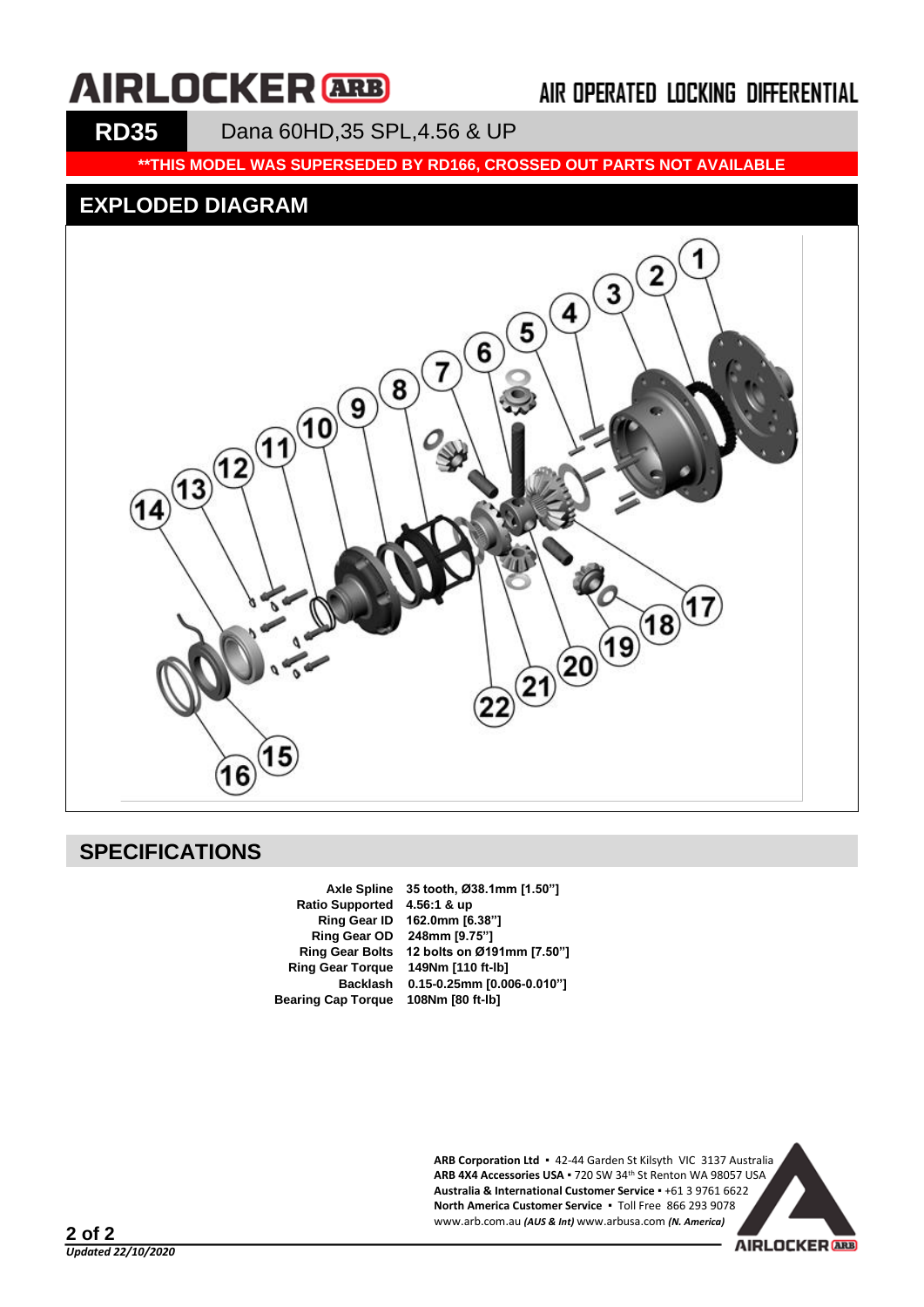# AIRLOCKER ARB

AIR OPERATED LOCKING DIFFERENTIAL

**RD35** Dana 60HD,35 SPL,4.56 & UP

**\*\*THIS MODEL WAS SUPERSEDED BY RD166, CROSSED OUT PARTS NOT AVAILABLE**

## EXPLODED DIAGRAM

1 2 3 4 5 6 7 8 9 10 11 12 13 14 15 16 17 18 19 20 21 22

## SPECIFICATIONS

| | |
|---|---|
| **Axle Spline** | **35 tooth, Ø38.1mm [1.50”]** |
| **Ratio Supported** | **4.56:1 & up** |
| **Ring Gear ID** | **162.0mm [6.38”]** |
| **Ring Gear OD** | **248mm [9.75”]** |
| **Ring Gear Bolts** | **12 bolts on Ø191mm [7.50”]** |
| **Ring Gear Torque** | **149Nm [110 ft-lb]** |
| **Backlash** | **0.15-0.25mm [0.006-0.010”]** |
| **Bearing Cap Torque** | **108Nm [80 ft-lb]** |

**ARB Corporation Ltd** ▪ 42-44 Garden St Kilsyth VIC 3137 Australia
**ARB 4X4 Accessories USA** ▪ 720 SW 34th St Renton WA 98057 USA
**Australia & International Customer Service** ▪ +61 3 9761 6622
**North America Customer Service** ▪ Toll Free 866 293 9078
www.arb.com.au ***(AUS & Int)*** www.arbusa.com ***(N. America)***

***Updated 22/10/2020***